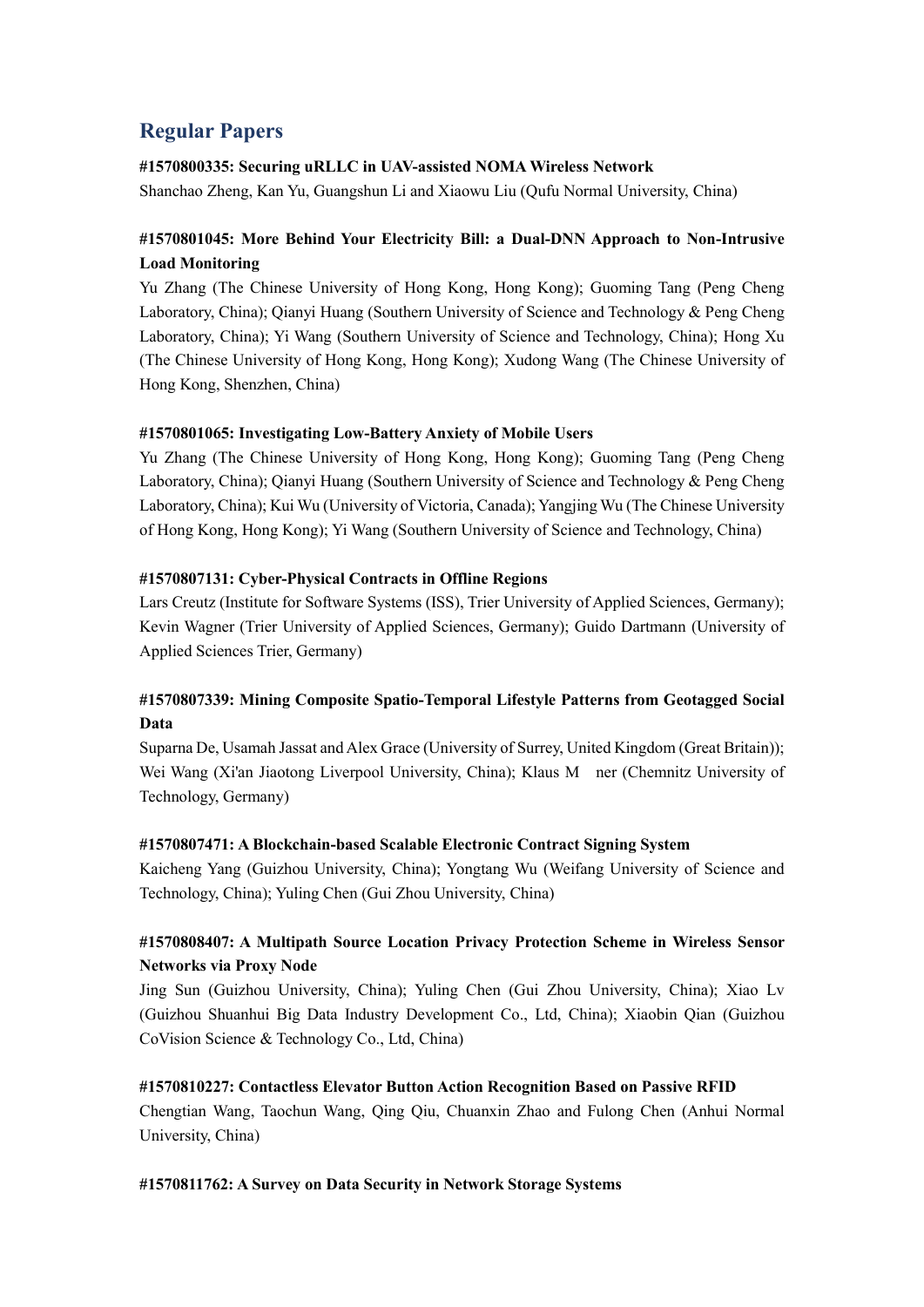## Regular Papers

**#1570800335: Securing uRLLC in UAV-assisted NOMA Wireless Network**
Shanchao Zheng, Kan Yu, Guangshun Li and Xiaowu Liu (Qufu Normal University, China)

**#1570801045: More Behind Your Electricity Bill: a Dual-DNN Approach to Non-Intrusive Load Monitoring**
Yu Zhang (The Chinese University of Hong Kong, Hong Kong); Guoming Tang (Peng Cheng Laboratory, China); Qianyi Huang (Southern University of Science and Technology & Peng Cheng Laboratory, China); Yi Wang (Southern University of Science and Technology, China); Hong Xu (The Chinese University of Hong Kong, Hong Kong); Xudong Wang (The Chinese University of Hong Kong, Shenzhen, China)

**#1570801065: Investigating Low-Battery Anxiety of Mobile Users**
Yu Zhang (The Chinese University of Hong Kong, Hong Kong); Guoming Tang (Peng Cheng Laboratory, China); Qianyi Huang (Southern University of Science and Technology & Peng Cheng Laboratory, China); Kui Wu (University of Victoria, Canada); Yangjing Wu (The Chinese University of Hong Kong, Hong Kong); Yi Wang (Southern University of Science and Technology, China)

**#1570807131: Cyber-Physical Contracts in Offline Regions**
Lars Creutz (Institute for Software Systems (ISS), Trier University of Applied Sciences, Germany); Kevin Wagner (Trier University of Applied Sciences, Germany); Guido Dartmann (University of Applied Sciences Trier, Germany)

**#1570807339: Mining Composite Spatio-Temporal Lifestyle Patterns from Geotagged Social Data**
Suparna De, Usamah Jassat and Alex Grace (University of Surrey, United Kingdom (Great Britain)); Wei Wang (Xi'an Jiaotong Liverpool University, China); Klaus M ner (Chemnitz University of Technology, Germany)

**#1570807471: A Blockchain-based Scalable Electronic Contract Signing System**
Kaicheng Yang (Guizhou University, China); Yongtang Wu (Weifang University of Science and Technology, China); Yuling Chen (Gui Zhou University, China)

**#1570808407: A Multipath Source Location Privacy Protection Scheme in Wireless Sensor Networks via Proxy Node**
Jing Sun (Guizhou University, China); Yuling Chen (Gui Zhou University, China); Xiao Lv (Guizhou Shuanhui Big Data Industry Development Co., Ltd, China); Xiaobin Qian (Guizhou CoVision Science & Technology Co., Ltd, China)

**#1570810227: Contactless Elevator Button Action Recognition Based on Passive RFID**
Chengtian Wang, Taochun Wang, Qing Qiu, Chuanxin Zhao and Fulong Chen (Anhui Normal University, China)

**#1570811762: A Survey on Data Security in Network Storage Systems**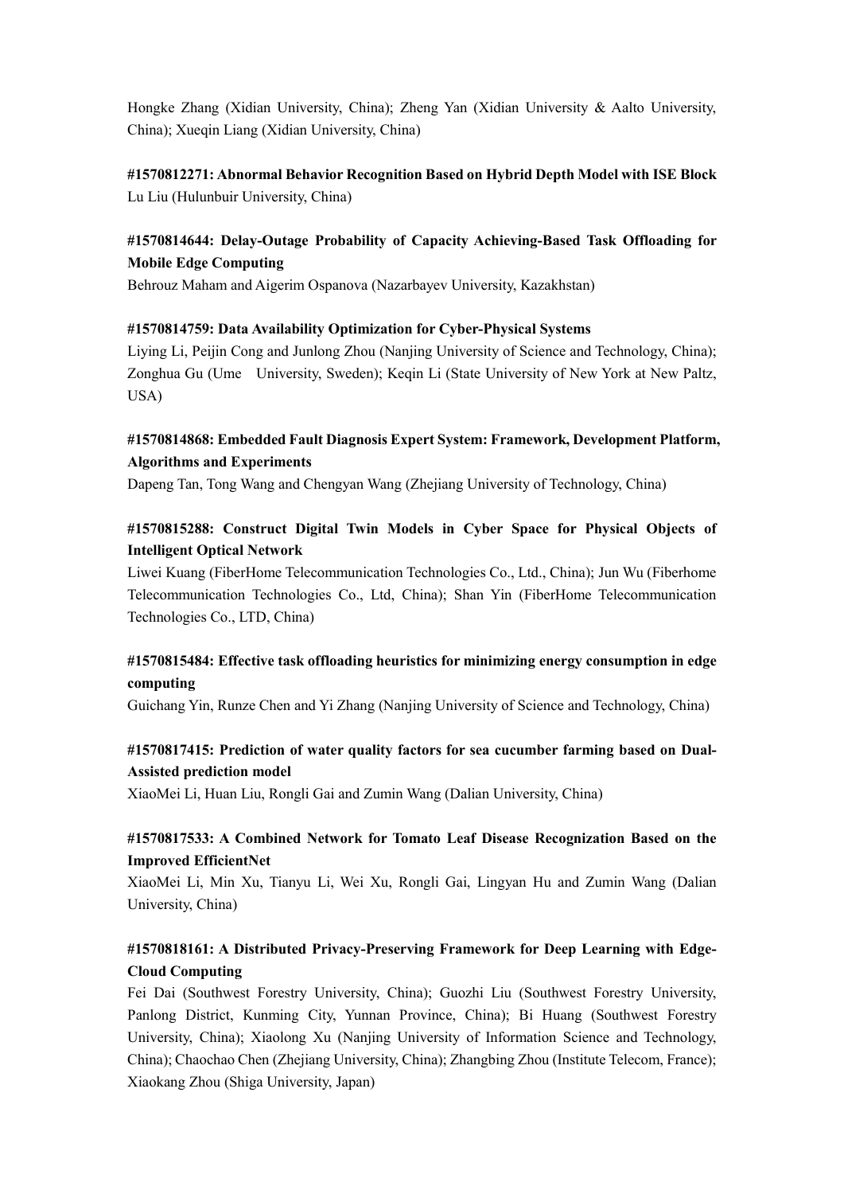Hongke Zhang (Xidian University, China); Zheng Yan (Xidian University & Aalto University, China); Xueqin Liang (Xidian University, China)

**#1570812271: Abnormal Behavior Recognition Based on Hybrid Depth Model with ISE Block**
Lu Liu (Hulunbuir University, China)

**#1570814644: Delay-Outage Probability of Capacity Achieving-Based Task Offloading for Mobile Edge Computing**
Behrouz Maham and Aigerim Ospanova (Nazarbayev University, Kazakhstan)

**#1570814759: Data Availability Optimization for Cyber-Physical Systems**
Liying Li, Peijin Cong and Junlong Zhou (Nanjing University of Science and Technology, China); Zonghua Gu (Ume University, Sweden); Keqin Li (State University of New York at New Paltz, USA)

**#1570814868: Embedded Fault Diagnosis Expert System: Framework, Development Platform, Algorithms and Experiments**
Dapeng Tan, Tong Wang and Chengyan Wang (Zhejiang University of Technology, China)

**#1570815288: Construct Digital Twin Models in Cyber Space for Physical Objects of Intelligent Optical Network**
Liwei Kuang (FiberHome Telecommunication Technologies Co., Ltd., China); Jun Wu (Fiberhome Telecommunication Technologies Co., Ltd, China); Shan Yin (FiberHome Telecommunication Technologies Co., LTD, China)

**#1570815484: Effective task offloading heuristics for minimizing energy consumption in edge computing**
Guichang Yin, Runze Chen and Yi Zhang (Nanjing University of Science and Technology, China)

**#1570817415: Prediction of water quality factors for sea cucumber farming based on Dual-Assisted prediction model**
XiaoMei Li, Huan Liu, Rongli Gai and Zumin Wang (Dalian University, China)

**#1570817533: A Combined Network for Tomato Leaf Disease Recognization Based on the Improved EfficientNet**
XiaoMei Li, Min Xu, Tianyu Li, Wei Xu, Rongli Gai, Lingyan Hu and Zumin Wang (Dalian University, China)

**#1570818161: A Distributed Privacy-Preserving Framework for Deep Learning with Edge-Cloud Computing**
Fei Dai (Southwest Forestry University, China); Guozhi Liu (Southwest Forestry University, Panlong District, Kunming City, Yunnan Province, China); Bi Huang (Southwest Forestry University, China); Xiaolong Xu (Nanjing University of Information Science and Technology, China); Chaochao Chen (Zhejiang University, China); Zhangbing Zhou (Institute Telecom, France); Xiaokang Zhou (Shiga University, Japan)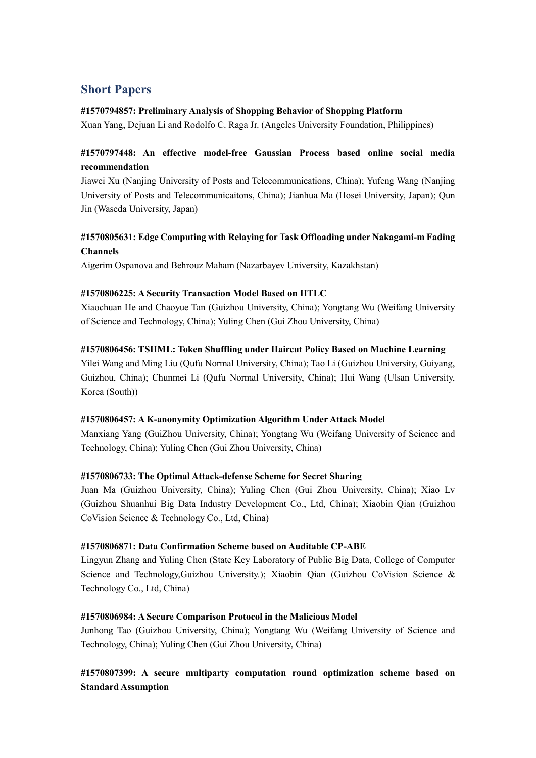## Short Papers

**#1570794857: Preliminary Analysis of Shopping Behavior of Shopping Platform**
Xuan Yang, Dejuan Li and Rodolfo C. Raga Jr. (Angeles University Foundation, Philippines)

**#1570797448: An effective model-free Gaussian Process based online social media recommendation**
Jiawei Xu (Nanjing University of Posts and Telecommunications, China); Yufeng Wang (Nanjing University of Posts and Telecommunicaitons, China); Jianhua Ma (Hosei University, Japan); Qun Jin (Waseda University, Japan)

**#1570805631: Edge Computing with Relaying for Task Offloading under Nakagami-m Fading Channels**
Aigerim Ospanova and Behrouz Maham (Nazarbayev University, Kazakhstan)

**#1570806225: A Security Transaction Model Based on HTLC**
Xiaochuan He and Chaoyue Tan (Guizhou University, China); Yongtang Wu (Weifang University of Science and Technology, China); Yuling Chen (Gui Zhou University, China)

**#1570806456: TSHML: Token Shuffling under Haircut Policy Based on Machine Learning**
Yilei Wang and Ming Liu (Qufu Normal University, China); Tao Li (Guizhou University, Guiyang, Guizhou, China); Chunmei Li (Qufu Normal University, China); Hui Wang (Ulsan University, Korea (South))

**#1570806457: A K-anonymity Optimization Algorithm Under Attack Model**
Manxiang Yang (GuiZhou University, China); Yongtang Wu (Weifang University of Science and Technology, China); Yuling Chen (Gui Zhou University, China)

**#1570806733: The Optimal Attack-defense Scheme for Secret Sharing**
Juan Ma (Guizhou University, China); Yuling Chen (Gui Zhou University, China); Xiao Lv (Guizhou Shuanhui Big Data Industry Development Co., Ltd, China); Xiaobin Qian (Guizhou CoVision Science & Technology Co., Ltd, China)

**#1570806871: Data Confirmation Scheme based on Auditable CP-ABE**
Lingyun Zhang and Yuling Chen (State Key Laboratory of Public Big Data, College of Computer Science and Technology,Guizhou University.); Xiaobin Qian (Guizhou CoVision Science & Technology Co., Ltd, China)

**#1570806984: A Secure Comparison Protocol in the Malicious Model**
Junhong Tao (Guizhou University, China); Yongtang Wu (Weifang University of Science and Technology, China); Yuling Chen (Gui Zhou University, China)

**#1570807399: A secure multiparty computation round optimization scheme based on Standard Assumption**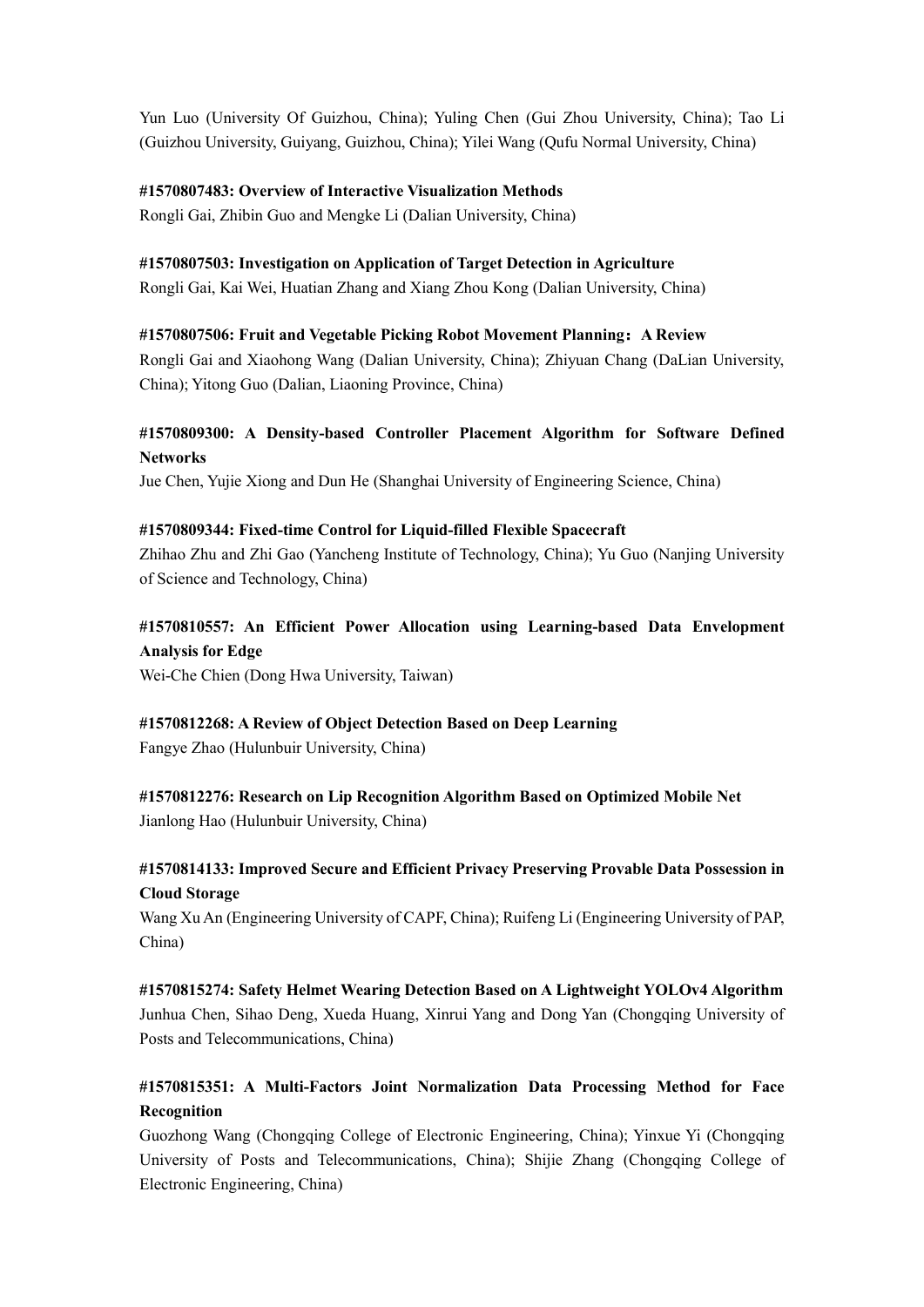Yun Luo (University Of Guizhou, China); Yuling Chen (Gui Zhou University, China); Tao Li (Guizhou University, Guiyang, Guizhou, China); Yilei Wang (Qufu Normal University, China)

**#1570807483: Overview of Interactive Visualization Methods**
Rongli Gai, Zhibin Guo and Mengke Li (Dalian University, China)

**#1570807503: Investigation on Application of Target Detection in Agriculture**
Rongli Gai, Kai Wei, Huatian Zhang and Xiang Zhou Kong (Dalian University, China)

**#1570807506: Fruit and Vegetable Picking Robot Movement Planning：A Review**
Rongli Gai and Xiaohong Wang (Dalian University, China); Zhiyuan Chang (DaLian University, China); Yitong Guo (Dalian, Liaoning Province, China)

**#1570809300: A Density-based Controller Placement Algorithm for Software Defined Networks**
Jue Chen, Yujie Xiong and Dun He (Shanghai University of Engineering Science, China)

**#1570809344: Fixed-time Control for Liquid-filled Flexible Spacecraft**
Zhihao Zhu and Zhi Gao (Yancheng Institute of Technology, China); Yu Guo (Nanjing University of Science and Technology, China)

**#1570810557: An Efficient Power Allocation using Learning-based Data Envelopment Analysis for Edge**
Wei-Che Chien (Dong Hwa University, Taiwan)

**#1570812268: A Review of Object Detection Based on Deep Learning**
Fangye Zhao (Hulunbuir University, China)

**#1570812276: Research on Lip Recognition Algorithm Based on Optimized Mobile Net**
Jianlong Hao (Hulunbuir University, China)

**#1570814133: Improved Secure and Efficient Privacy Preserving Provable Data Possession in Cloud Storage**
Wang Xu An (Engineering University of CAPF, China); Ruifeng Li (Engineering University of PAP, China)

**#1570815274: Safety Helmet Wearing Detection Based on A Lightweight YOLOv4 Algorithm**
Junhua Chen, Sihao Deng, Xueda Huang, Xinrui Yang and Dong Yan (Chongqing University of Posts and Telecommunications, China)

**#1570815351: A Multi-Factors Joint Normalization Data Processing Method for Face Recognition**
Guozhong Wang (Chongqing College of Electronic Engineering, China); Yinxue Yi (Chongqing University of Posts and Telecommunications, China); Shijie Zhang (Chongqing College of Electronic Engineering, China)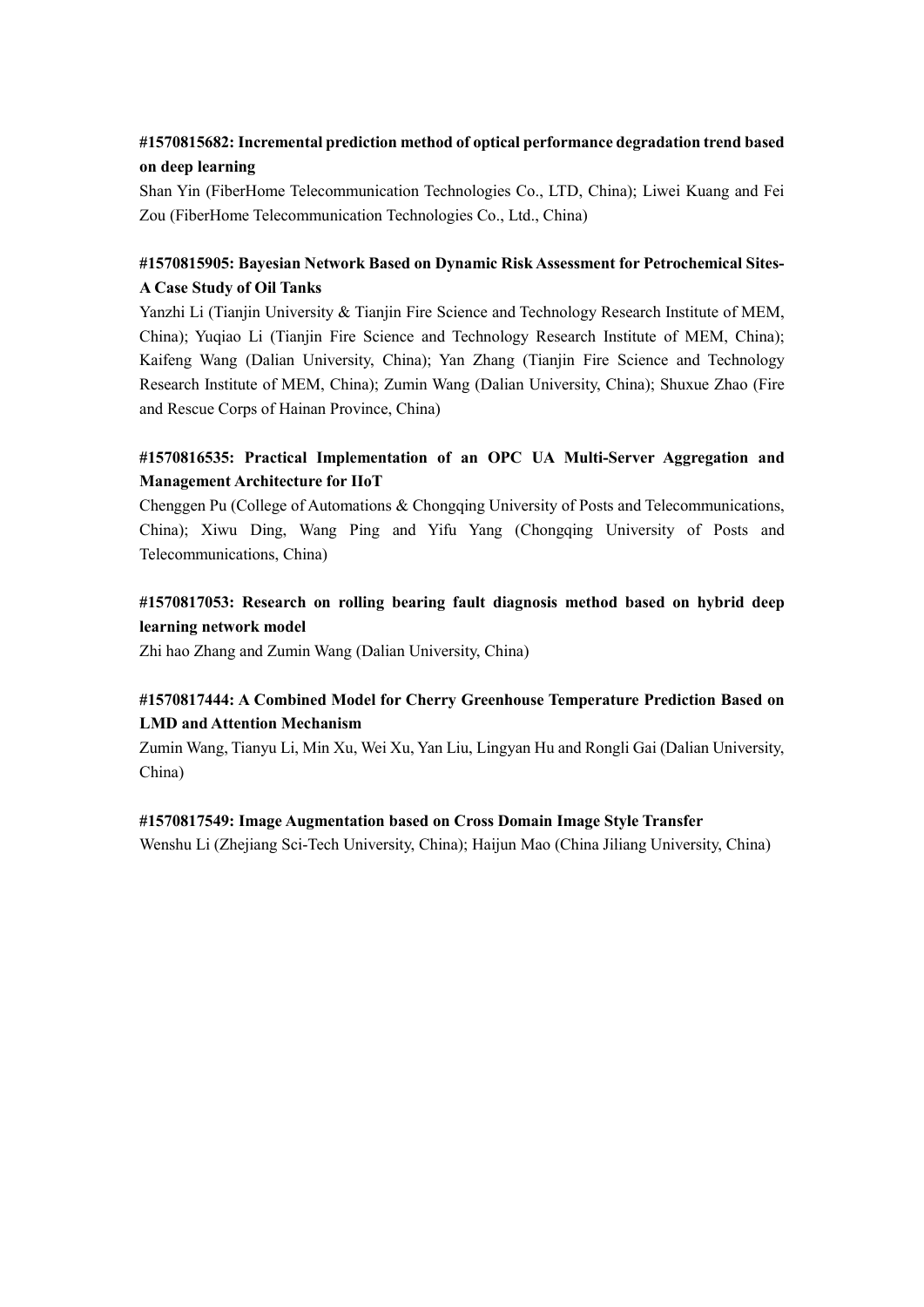**#1570815682: Incremental prediction method of optical performance degradation trend based on deep learning**

Shan Yin (FiberHome Telecommunication Technologies Co., LTD, China); Liwei Kuang and Fei Zou (FiberHome Telecommunication Technologies Co., Ltd., China)

**#1570815905: Bayesian Network Based on Dynamic Risk Assessment for Petrochemical Sites-A Case Study of Oil Tanks**

Yanzhi Li (Tianjin University & Tianjin Fire Science and Technology Research Institute of MEM, China); Yuqiao Li (Tianjin Fire Science and Technology Research Institute of MEM, China); Kaifeng Wang (Dalian University, China); Yan Zhang (Tianjin Fire Science and Technology Research Institute of MEM, China); Zumin Wang (Dalian University, China); Shuxue Zhao (Fire and Rescue Corps of Hainan Province, China)

**#1570816535: Practical Implementation of an OPC UA Multi-Server Aggregation and Management Architecture for IIoT**

Chenggen Pu (College of Automations & Chongqing University of Posts and Telecommunications, China); Xiwu Ding, Wang Ping and Yifu Yang (Chongqing University of Posts and Telecommunications, China)

**#1570817053: Research on rolling bearing fault diagnosis method based on hybrid deep learning network model**

Zhi hao Zhang and Zumin Wang (Dalian University, China)

**#1570817444: A Combined Model for Cherry Greenhouse Temperature Prediction Based on LMD and Attention Mechanism**

Zumin Wang, Tianyu Li, Min Xu, Wei Xu, Yan Liu, Lingyan Hu and Rongli Gai (Dalian University, China)

**#1570817549: Image Augmentation based on Cross Domain Image Style Transfer**

Wenshu Li (Zhejiang Sci-Tech University, China); Haijun Mao (China Jiliang University, China)